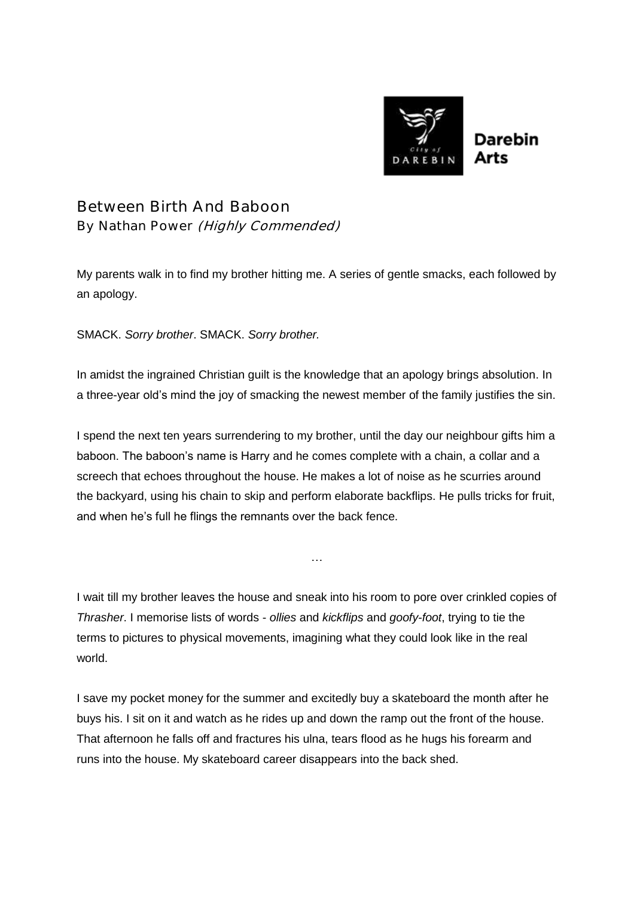Darebin Arts

# Between Birth And Baboon

By Nathan Power *(Highly Commended)*

My parents walk in to find my brother hitting me. A series of gentle smacks, each followed by an apology.

SMACK. *Sorry brother*. SMACK. *Sorry brother.*

In amidst the ingrained Christian guilt is the knowledge that an apology brings absolution. In a three-year old's mind the joy of smacking the newest member of the family justifies the sin.

I spend the next ten years surrendering to my brother, until the day our neighbour gifts him a baboon. The baboon's name is Harry and he comes complete with a chain, a collar and a screech that echoes throughout the house. He makes a lot of noise as he scurries around the backyard, using his chain to skip and perform elaborate backflips. He pulls tricks for fruit, and when he's full he flings the remnants over the back fence.

…

I wait till my brother leaves the house and sneak into his room to pore over crinkled copies of *Thrasher*. I memorise lists of words - *ollies* and *kickflips* and *goofy-foot*, trying to tie the terms to pictures to physical movements, imagining what they could look like in the real world.

I save my pocket money for the summer and excitedly buy a skateboard the month after he buys his. I sit on it and watch as he rides up and down the ramp out the front of the house. That afternoon he falls off and fractures his ulna, tears flood as he hugs his forearm and runs into the house. My skateboard career disappears into the back shed.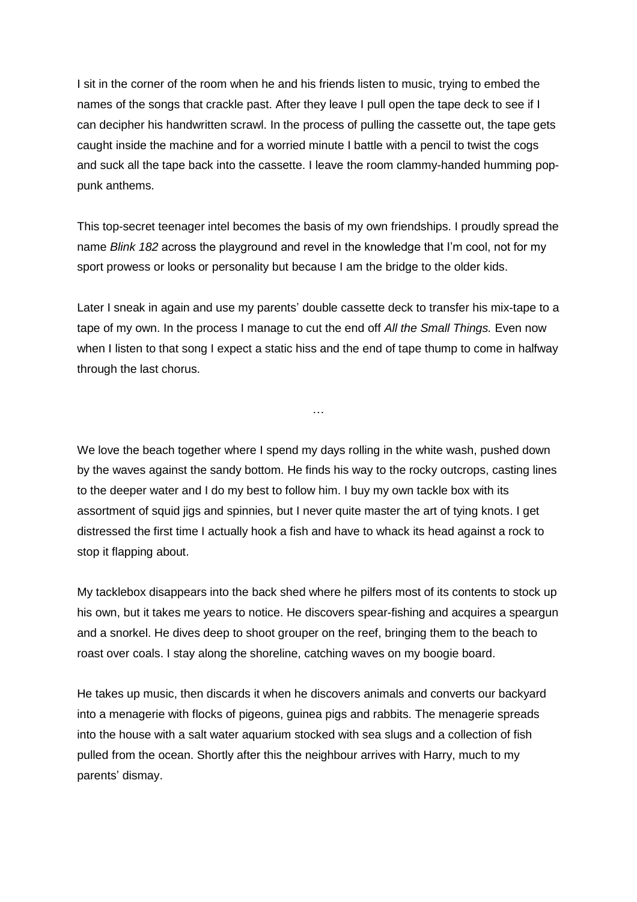I sit in the corner of the room when he and his friends listen to music, trying to embed the names of the songs that crackle past. After they leave I pull open the tape deck to see if I can decipher his handwritten scrawl. In the process of pulling the cassette out, the tape gets caught inside the machine and for a worried minute I battle with a pencil to twist the cogs and suck all the tape back into the cassette. I leave the room clammy-handed humming pop-punk anthems.

This top-secret teenager intel becomes the basis of my own friendships. I proudly spread the name *Blink 182* across the playground and revel in the knowledge that I'm cool, not for my sport prowess or looks or personality but because I am the bridge to the older kids.

Later I sneak in again and use my parents' double cassette deck to transfer his mix-tape to a tape of my own. In the process I manage to cut the end off *All the Small Things.* Even now when I listen to that song I expect a static hiss and the end of tape thump to come in halfway through the last chorus.

…

We love the beach together where I spend my days rolling in the white wash, pushed down by the waves against the sandy bottom. He finds his way to the rocky outcrops, casting lines to the deeper water and I do my best to follow him. I buy my own tackle box with its assortment of squid jigs and spinnies, but I never quite master the art of tying knots. I get distressed the first time I actually hook a fish and have to whack its head against a rock to stop it flapping about.

My tacklebox disappears into the back shed where he pilfers most of its contents to stock up his own, but it takes me years to notice. He discovers spear-fishing and acquires a speargun and a snorkel. He dives deep to shoot grouper on the reef, bringing them to the beach to roast over coals. I stay along the shoreline, catching waves on my boogie board.

He takes up music, then discards it when he discovers animals and converts our backyard into a menagerie with flocks of pigeons, guinea pigs and rabbits. The menagerie spreads into the house with a salt water aquarium stocked with sea slugs and a collection of fish pulled from the ocean. Shortly after this the neighbour arrives with Harry, much to my parents' dismay.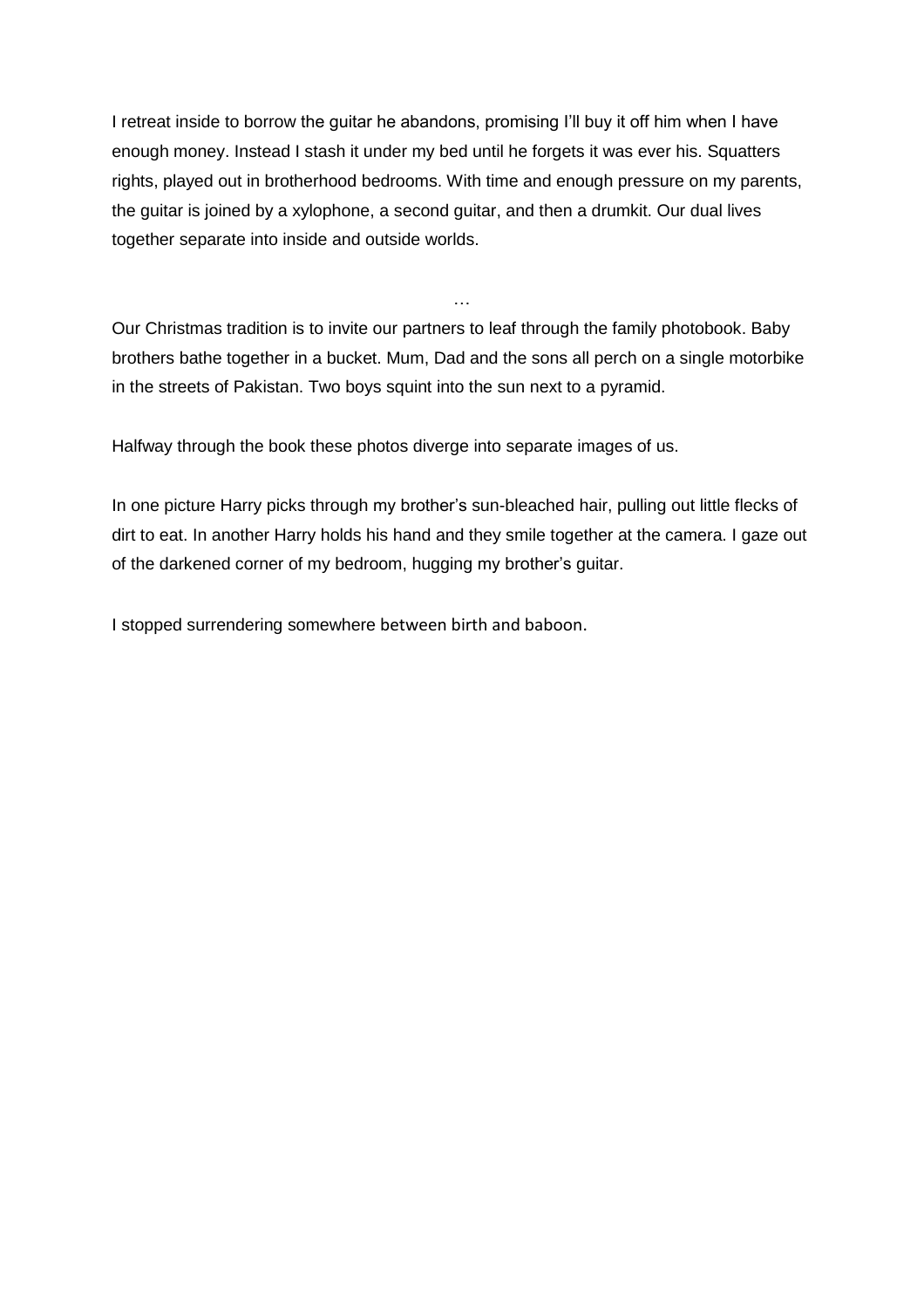I retreat inside to borrow the guitar he abandons, promising I'll buy it off him when I have enough money. Instead I stash it under my bed until he forgets it was ever his. Squatters rights, played out in brotherhood bedrooms. With time and enough pressure on my parents, the guitar is joined by a xylophone, a second guitar, and then a drumkit. Our dual lives together separate into inside and outside worlds.

…

Our Christmas tradition is to invite our partners to leaf through the family photobook. Baby brothers bathe together in a bucket. Mum, Dad and the sons all perch on a single motorbike in the streets of Pakistan. Two boys squint into the sun next to a pyramid.

Halfway through the book these photos diverge into separate images of us.

In one picture Harry picks through my brother's sun-bleached hair, pulling out little flecks of dirt to eat. In another Harry holds his hand and they smile together at the camera. I gaze out of the darkened corner of my bedroom, hugging my brother's guitar.

I stopped surrendering somewhere between birth and baboon.